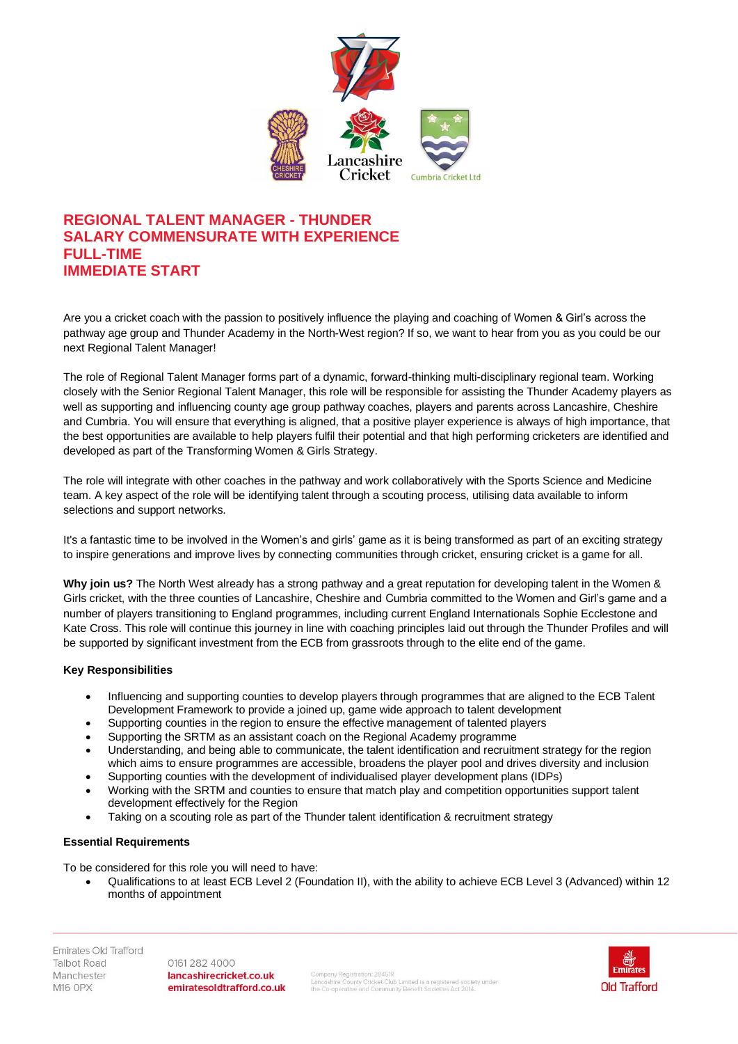# REGIONAL TALENT MANAGER - THUNDER
# SALARY COMMENSURATE WITH EXPERIENCE
# FULL-TIME
# IMMEDIATE START

Are you a cricket coach with the passion to positively influence the playing and coaching of Women & Girl's across the pathway age group and Thunder Academy in the North-West region? If so, we want to hear from you as you could be our next Regional Talent Manager!

The role of Regional Talent Manager forms part of a dynamic, forward-thinking multi-disciplinary regional team. Working closely with the Senior Regional Talent Manager, this role will be responsible for assisting the Thunder Academy players as well as supporting and influencing county age group pathway coaches, players and parents across Lancashire, Cheshire and Cumbria. You will ensure that everything is aligned, that a positive player experience is always of high importance, that the best opportunities are available to help players fulfil their potential and that high performing cricketers are identified and developed as part of the Transforming Women & Girls Strategy.

The role will integrate with other coaches in the pathway and work collaboratively with the Sports Science and Medicine team. A key aspect of the role will be identifying talent through a scouting process, utilising data available to inform selections and support networks.

It's a fantastic time to be involved in the Women's and girls' game as it is being transformed as part of an exciting strategy to inspire generations and improve lives by connecting communities through cricket, ensuring cricket is a game for all.

**Why join us?** The North West already has a strong pathway and a great reputation for developing talent in the Women & Girls cricket, with the three counties of Lancashire, Cheshire and Cumbria committed to the Women and Girl's game and a number of players transitioning to England programmes, including current England Internationals Sophie Ecclestone and Kate Cross. This role will continue this journey in line with coaching principles laid out through the Thunder Profiles and will be supported by significant investment from the ECB from grassroots through to the elite end of the game.

### Key Responsibilities

- Influencing and supporting counties to develop players through programmes that are aligned to the ECB Talent Development Framework to provide a joined up, game wide approach to talent development
- Supporting counties in the region to ensure the effective management of talented players
- Supporting the SRTM as an assistant coach on the Regional Academy programme
- Understanding, and being able to communicate, the talent identification and recruitment strategy for the region which aims to ensure programmes are accessible, broadens the player pool and drives diversity and inclusion
- Supporting counties with the development of individualised player development plans (IDPs)
- Working with the SRTM and counties to ensure that match play and competition opportunities support talent development effectively for the Region
- Taking on a scouting role as part of the Thunder talent identification & recruitment strategy

### Essential Requirements

To be considered for this role you will need to have:

- Qualifications to at least ECB Level 2 (Foundation II), with the ability to achieve ECB Level 3 (Advanced) within 12 months of appointment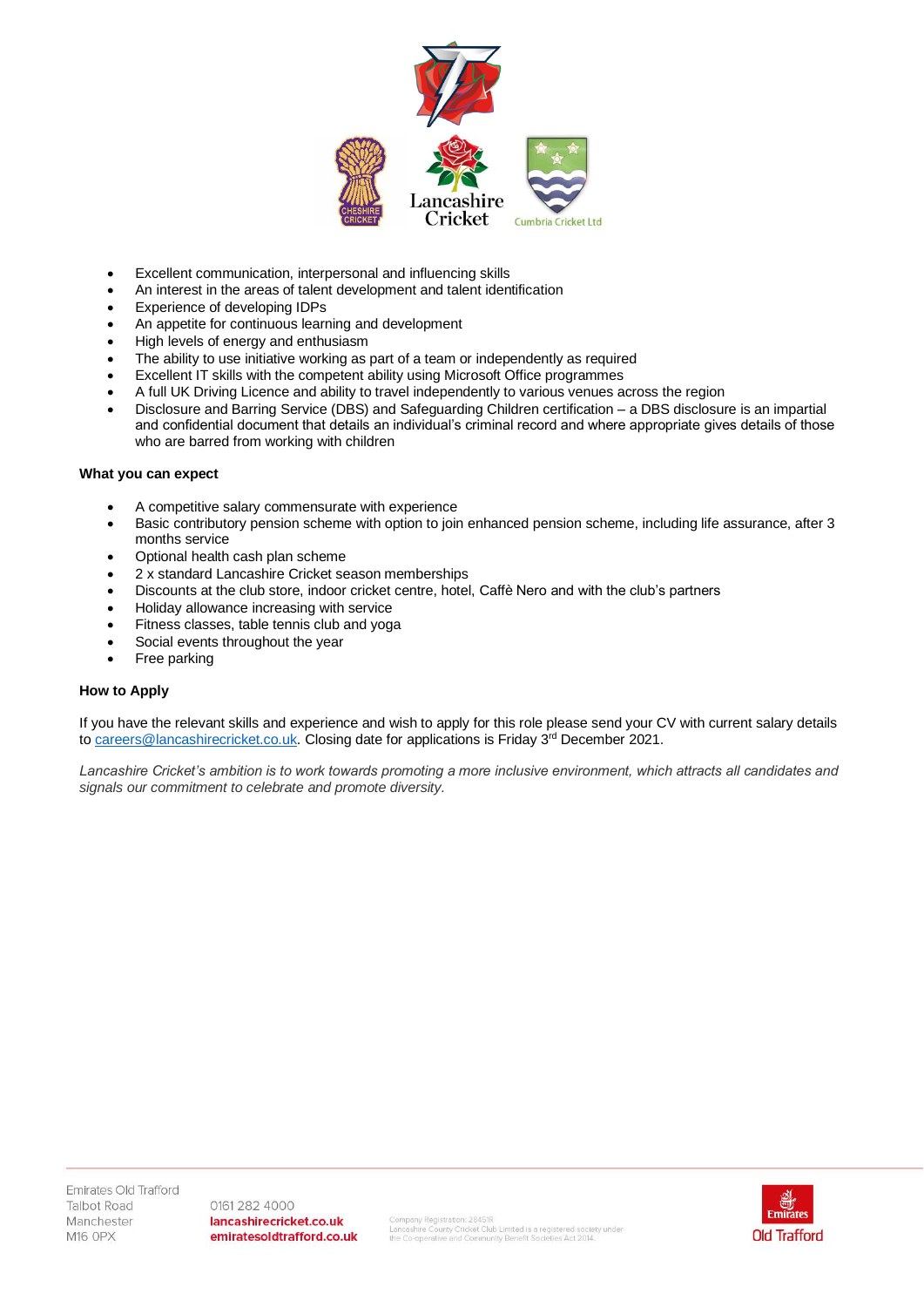- Excellent communication, interpersonal and influencing skills
- An interest in the areas of talent development and talent identification
- Experience of developing IDPs
- An appetite for continuous learning and development
- High levels of energy and enthusiasm
- The ability to use initiative working as part of a team or independently as required
- Excellent IT skills with the competent ability using Microsoft Office programmes
- A full UK Driving Licence and ability to travel independently to various venues across the region
- Disclosure and Barring Service (DBS) and Safeguarding Children certification – a DBS disclosure is an impartial and confidential document that details an individual's criminal record and where appropriate gives details of those who are barred from working with children

**What you can expect**

- A competitive salary commensurate with experience
- Basic contributory pension scheme with option to join enhanced pension scheme, including life assurance, after 3 months service
- Optional health cash plan scheme
- 2 x standard Lancashire Cricket season memberships
- Discounts at the club store, indoor cricket centre, hotel, Caffè Nero and with the club's partners
- Holiday allowance increasing with service
- Fitness classes, table tennis club and yoga
- Social events throughout the year
- Free parking

**How to Apply**

If you have the relevant skills and experience and wish to apply for this role please send your CV with current salary details to careers@lancashirecricket.co.uk. Closing date for applications is Friday 3rd December 2021.

*Lancashire Cricket's ambition is to work towards promoting a more inclusive environment, which attracts all candidates and signals our commitment to celebrate and promote diversity.*

Emirates Old Trafford
Talbot Road
Manchester
M16 0PX

0161 282 4000
lancashirecricket.co.uk
emiratesoldtrafford.co.uk

Company Registration: 28451R
Lancashire County Cricket Club Limited is a registered society under the Co-operative and Community Benefit Societies Act 2014.